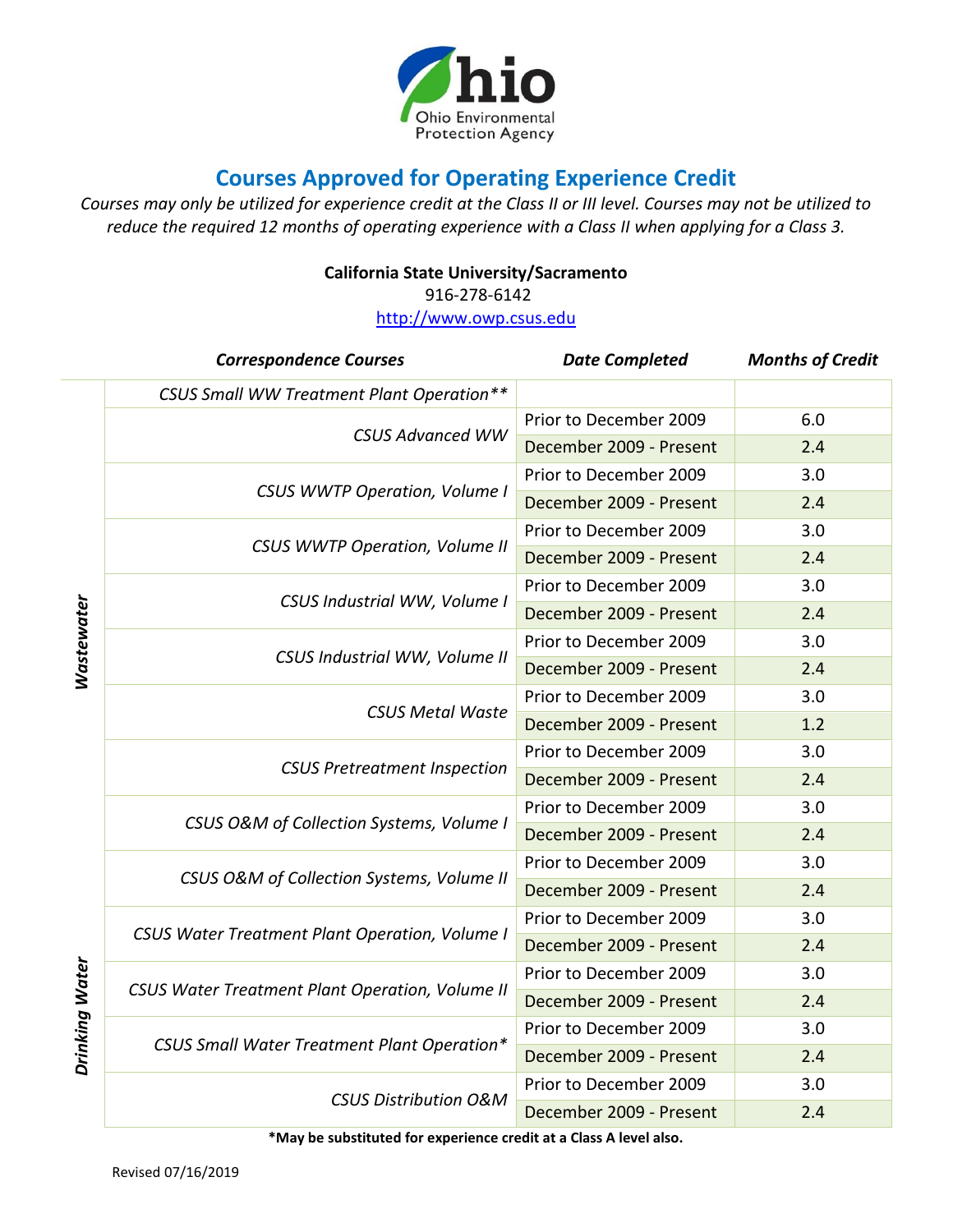Ohio Environmental Protection Agency

# Courses Approved for Operating Experience Credit

*Courses may only be utilized for experience credit at the Class II or III level. Courses may not be utilized to reduce the required 12 months of operating experience with a Class II when applying for a Class 3.*

**California State University/Sacramento**

916-278-6142

http://www.owp.csus.edu

| | *Correspondence Courses* | *Date Completed* | *Months of Credit* |
|---|---|---|---|
| *Wastewater* | *CSUS Small WW Treatment Plant Operation\*\** | | |
| | *CSUS Advanced WW* | Prior to December 2009 | 6.0 |
| | | December 2009 - Present | 2.4 |
| | *CSUS WWTP Operation, Volume I* | Prior to December 2009 | 3.0 |
| | | December 2009 - Present | 2.4 |
| | *CSUS WWTP Operation, Volume II* | Prior to December 2009 | 3.0 |
| | | December 2009 - Present | 2.4 |
| | *CSUS Industrial WW, Volume I* | Prior to December 2009 | 3.0 |
| | | December 2009 - Present | 2.4 |
| | *CSUS Industrial WW, Volume II* | Prior to December 2009 | 3.0 |
| | | December 2009 - Present | 2.4 |
| | *CSUS Metal Waste* | Prior to December 2009 | 3.0 |
| | | December 2009 - Present | 1.2 |
| | *CSUS Pretreatment Inspection* | Prior to December 2009 | 3.0 |
| | | December 2009 - Present | 2.4 |
| | *CSUS O&M of Collection Systems, Volume I* | Prior to December 2009 | 3.0 |
| | | December 2009 - Present | 2.4 |
| | *CSUS O&M of Collection Systems, Volume II* | Prior to December 2009 | 3.0 |
| | | December 2009 - Present | 2.4 |
| *Drinking Water* | *CSUS Water Treatment Plant Operation, Volume I* | Prior to December 2009 | 3.0 |
| | | December 2009 - Present | 2.4 |
| | *CSUS Water Treatment Plant Operation, Volume II* | Prior to December 2009 | 3.0 |
| | | December 2009 - Present | 2.4 |
| | *CSUS Small Water Treatment Plant Operation\** | Prior to December 2009 | 3.0 |
| | | December 2009 - Present | 2.4 |
| | *CSUS Distribution O&M* | Prior to December 2009 | 3.0 |
| | | December 2009 - Present | 2.4 |

**\*May be substituted for experience credit at a Class A level also.**

Revised 07/16/2019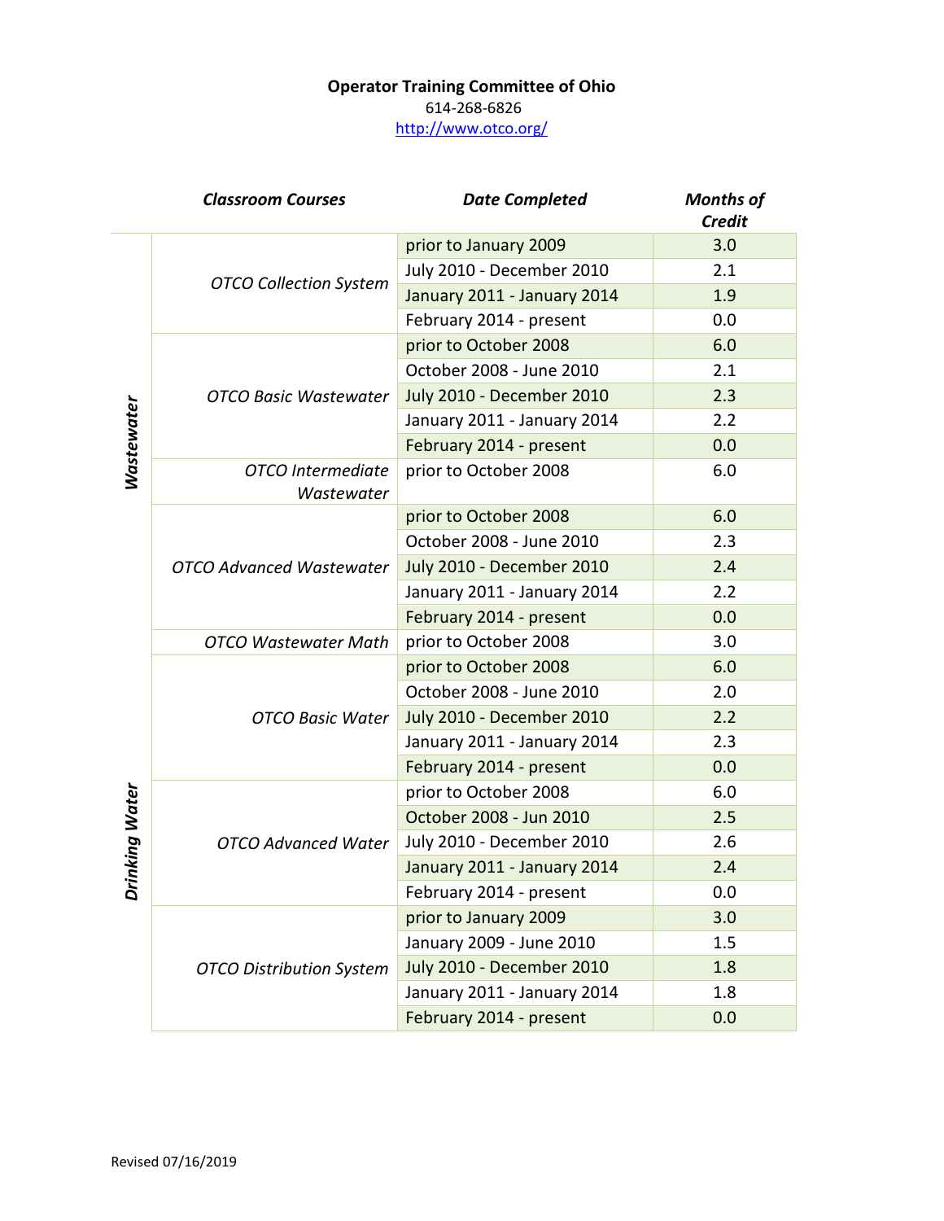**Operator Training Committee of Ohio**

614-268-6826

http://www.otco.org/

| | *Classroom Courses* | *Date Completed* | *Months of Credit* |
|---|---|---|---|
| ***Wastewater*** | *OTCO Collection System* | prior to January 2009 | 3.0 |
| | | July 2010 - December 2010 | 2.1 |
| | | January 2011 - January 2014 | 1.9 |
| | | February 2014 - present | 0.0 |
| | *OTCO Basic Wastewater* | prior to October 2008 | 6.0 |
| | | October 2008 - June 2010 | 2.1 |
| | | July 2010 - December 2010 | 2.3 |
| | | January 2011 - January 2014 | 2.2 |
| | | February 2014 - present | 0.0 |
| | *OTCO Intermediate Wastewater* | prior to October 2008 | 6.0 |
| | *OTCO Advanced Wastewater* | prior to October 2008 | 6.0 |
| | | October 2008 - June 2010 | 2.3 |
| | | July 2010 - December 2010 | 2.4 |
| | | January 2011 - January 2014 | 2.2 |
| | | February 2014 - present | 0.0 |
| | *OTCO Wastewater Math* | prior to October 2008 | 3.0 |
| ***Drinking Water*** | *OTCO Basic Water* | prior to October 2008 | 6.0 |
| | | October 2008 - June 2010 | 2.0 |
| | | July 2010 - December 2010 | 2.2 |
| | | January 2011 - January 2014 | 2.3 |
| | | February 2014 - present | 0.0 |
| | *OTCO Advanced Water* | prior to October 2008 | 6.0 |
| | | October 2008 - Jun 2010 | 2.5 |
| | | July 2010 - December 2010 | 2.6 |
| | | January 2011 - January 2014 | 2.4 |
| | | February 2014 - present | 0.0 |
| | *OTCO Distribution System* | prior to January 2009 | 3.0 |
| | | January 2009 - June 2010 | 1.5 |
| | | July 2010 - December 2010 | 1.8 |
| | | January 2011 - January 2014 | 1.8 |
| | | February 2014 - present | 0.0 |

Revised 07/16/2019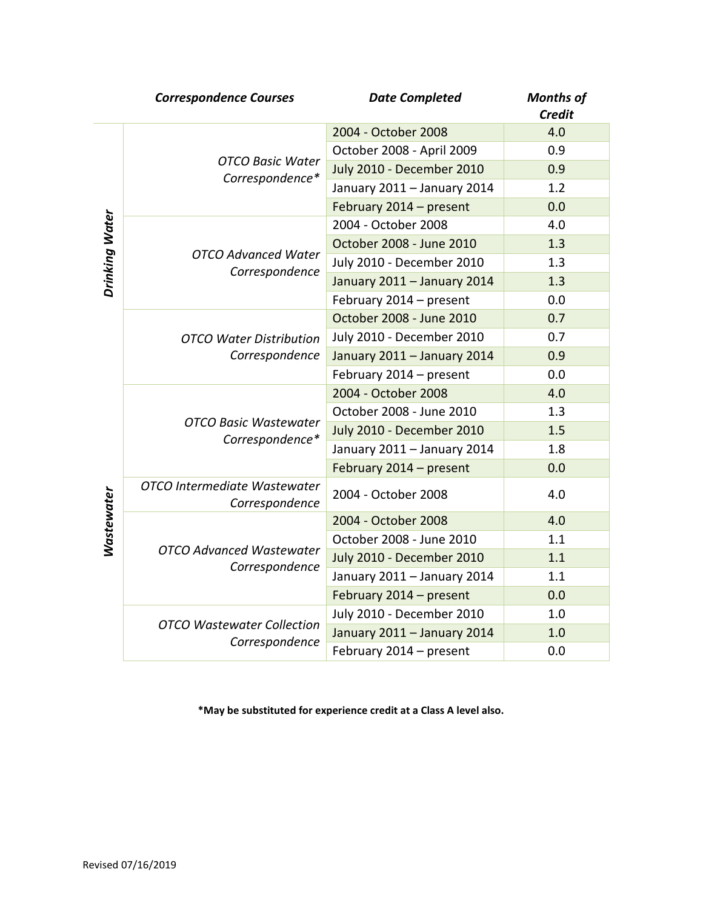| | *Correspondence Courses* | *Date Completed* | *Months of Credit* |
|---|---|---|---|
| ***Drinking Water*** | *OTCO Basic Water Correspondence** | 2004 - October 2008 | 4.0 |
| | | October 2008 - April 2009 | 0.9 |
| | | July 2010 - December 2010 | 0.9 |
| | | January 2011 – January 2014 | 1.2 |
| | | February 2014 – present | 0.0 |
| | *OTCO Advanced Water Correspondence* | 2004 - October 2008 | 4.0 |
| | | October 2008 - June 2010 | 1.3 |
| | | July 2010 - December 2010 | 1.3 |
| | | January 2011 – January 2014 | 1.3 |
| | | February 2014 – present | 0.0 |
| | *OTCO Water Distribution Correspondence* | October 2008 - June 2010 | 0.7 |
| | | July 2010 - December 2010 | 0.7 |
| | | January 2011 – January 2014 | 0.9 |
| | | February 2014 – present | 0.0 |
| ***Wastewater*** | *OTCO Basic Wastewater Correspondence** | 2004 - October 2008 | 4.0 |
| | | October 2008 - June 2010 | 1.3 |
| | | July 2010 - December 2010 | 1.5 |
| | | January 2011 – January 2014 | 1.8 |
| | | February 2014 – present | 0.0 |
| | *OTCO Intermediate Wastewater Correspondence* | 2004 - October 2008 | 4.0 |
| | *OTCO Advanced Wastewater Correspondence* | 2004 - October 2008 | 4.0 |
| | | October 2008 - June 2010 | 1.1 |
| | | July 2010 - December 2010 | 1.1 |
| | | January 2011 – January 2014 | 1.1 |
| | | February 2014 – present | 0.0 |
| | *OTCO Wastewater Collection Correspondence* | July 2010 - December 2010 | 1.0 |
| | | January 2011 – January 2014 | 1.0 |
| | | February 2014 – present | 0.0 |

**\*May be substituted for experience credit at a Class A level also.**

Revised 07/16/2019